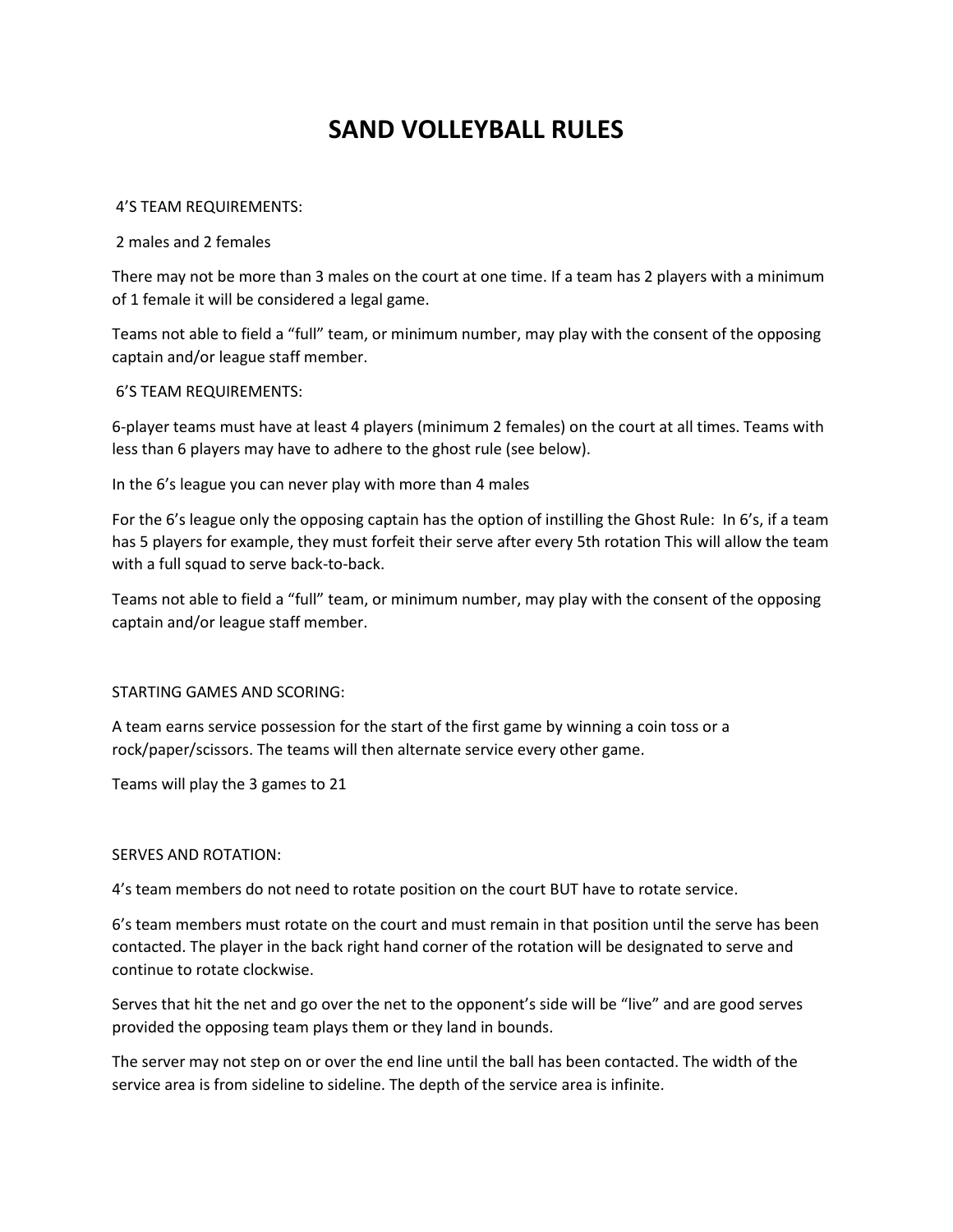# SAND VOLLEYBALL RULES

4'S TEAM REQUIREMENTS:

2 males and 2 females

There may not be more than 3 males on the court at one time. If a team has 2 players with a minimum of 1 female it will be considered a legal game.

Teams not able to field a "full" team, or minimum number, may play with the consent of the opposing captain and/or league staff member.

6'S TEAM REQUIREMENTS:

6-player teams must have at least 4 players (minimum 2 females) on the court at all times. Teams with less than 6 players may have to adhere to the ghost rule (see below).

In the 6's league you can never play with more than 4 males

For the 6's league only the opposing captain has the option of instilling the Ghost Rule: In 6's, if a team has 5 players for example, they must forfeit their serve after every 5th rotation This will allow the team with a full squad to serve back-to-back.

Teams not able to field a "full" team, or minimum number, may play with the consent of the opposing captain and/or league staff member.

STARTING GAMES AND SCORING:

A team earns service possession for the start of the first game by winning a coin toss or a rock/paper/scissors. The teams will then alternate service every other game.

Teams will play the 3 games to 21

SERVES AND ROTATION:

4's team members do not need to rotate position on the court BUT have to rotate service.

6's team members must rotate on the court and must remain in that position until the serve has been contacted. The player in the back right hand corner of the rotation will be designated to serve and continue to rotate clockwise.

Serves that hit the net and go over the net to the opponent's side will be "live" and are good serves provided the opposing team plays them or they land in bounds.

The server may not step on or over the end line until the ball has been contacted. The width of the service area is from sideline to sideline. The depth of the service area is infinite.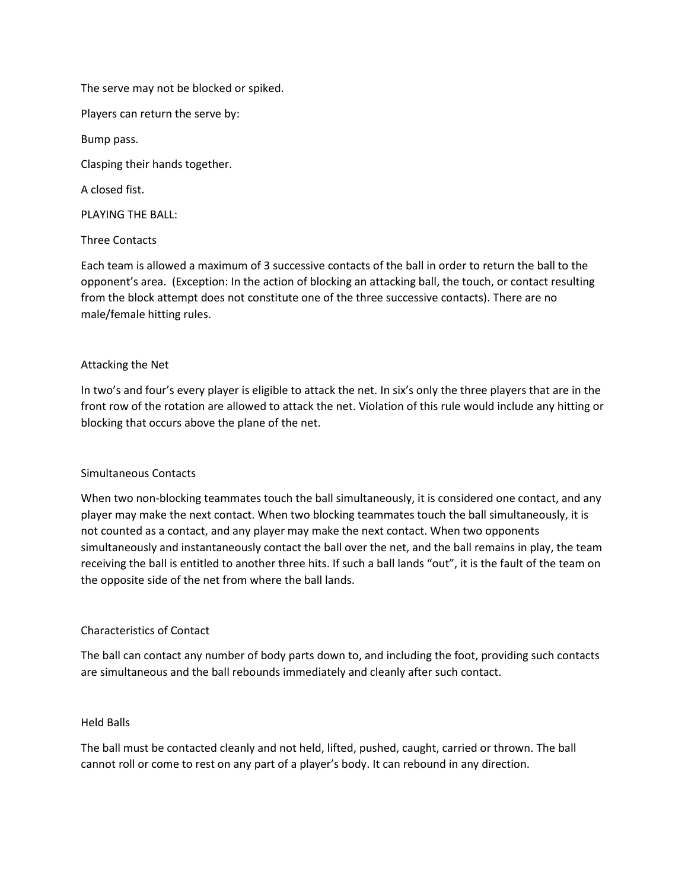The serve may not be blocked or spiked.

Players can return the serve by:

Bump pass.

Clasping their hands together.

A closed fist.

PLAYING THE BALL:

Three Contacts

Each team is allowed a maximum of 3 successive contacts of the ball in order to return the ball to the opponent's area. (Exception: In the action of blocking an attacking ball, the touch, or contact resulting from the block attempt does not constitute one of the three successive contacts). There are no male/female hitting rules.

Attacking the Net

In two's and four's every player is eligible to attack the net. In six's only the three players that are in the front row of the rotation are allowed to attack the net. Violation of this rule would include any hitting or blocking that occurs above the plane of the net.

Simultaneous Contacts

When two non-blocking teammates touch the ball simultaneously, it is considered one contact, and any player may make the next contact. When two blocking teammates touch the ball simultaneously, it is not counted as a contact, and any player may make the next contact. When two opponents simultaneously and instantaneously contact the ball over the net, and the ball remains in play, the team receiving the ball is entitled to another three hits. If such a ball lands "out", it is the fault of the team on the opposite side of the net from where the ball lands.

Characteristics of Contact

The ball can contact any number of body parts down to, and including the foot, providing such contacts are simultaneous and the ball rebounds immediately and cleanly after such contact.

Held Balls

The ball must be contacted cleanly and not held, lifted, pushed, caught, carried or thrown. The ball cannot roll or come to rest on any part of a player's body. It can rebound in any direction.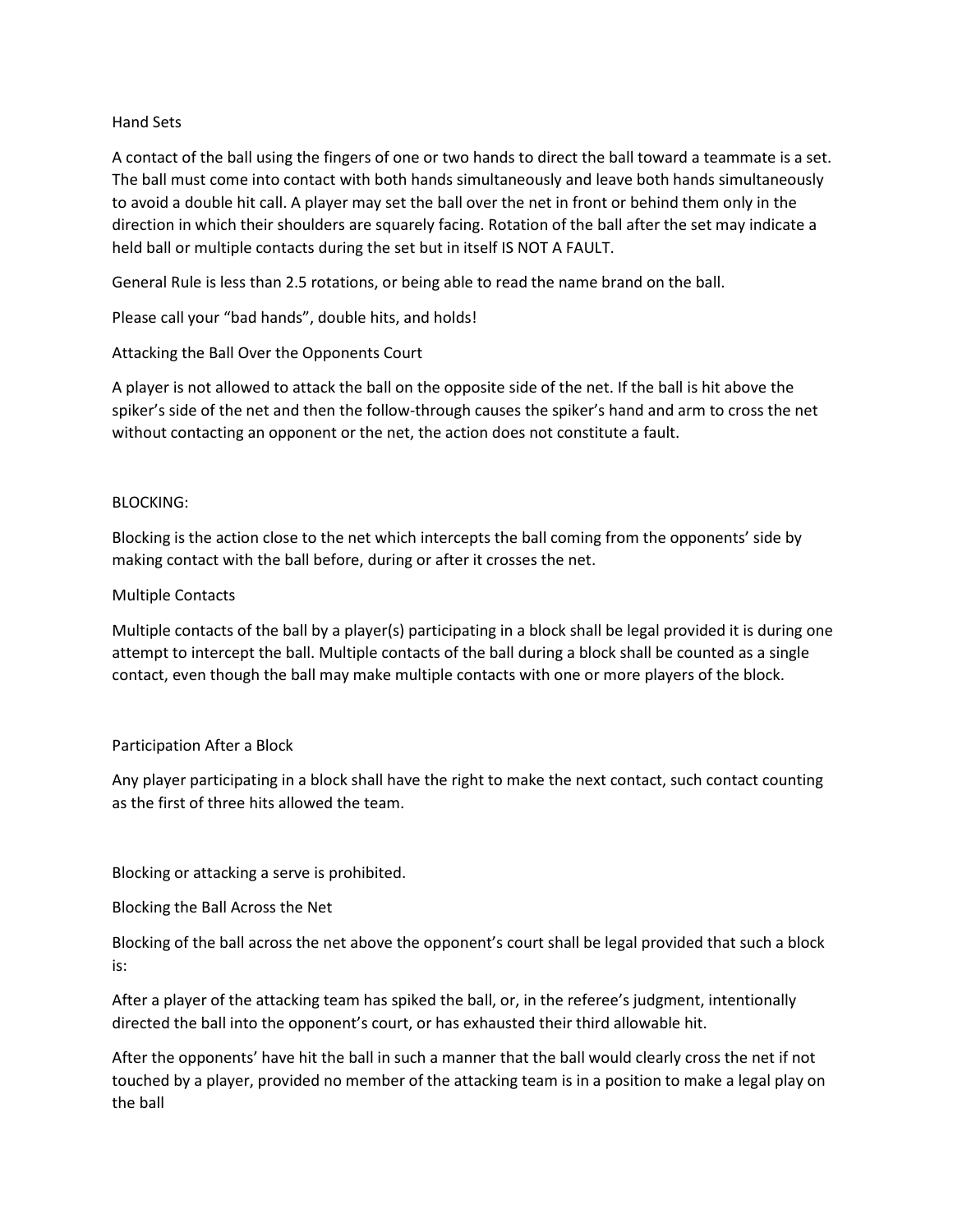### Hand Sets

A contact of the ball using the fingers of one or two hands to direct the ball toward a teammate is a set. The ball must come into contact with both hands simultaneously and leave both hands simultaneously to avoid a double hit call. A player may set the ball over the net in front or behind them only in the direction in which their shoulders are squarely facing. Rotation of the ball after the set may indicate a held ball or multiple contacts during the set but in itself IS NOT A FAULT.

General Rule is less than 2.5 rotations, or being able to read the name brand on the ball.

Please call your "bad hands", double hits, and holds!

### Attacking the Ball Over the Opponents Court

A player is not allowed to attack the ball on the opposite side of the net. If the ball is hit above the spiker's side of the net and then the follow-through causes the spiker's hand and arm to cross the net without contacting an opponent or the net, the action does not constitute a fault.

## BLOCKING:

Blocking is the action close to the net which intercepts the ball coming from the opponents' side by making contact with the ball before, during or after it crosses the net.

### Multiple Contacts

Multiple contacts of the ball by a player(s) participating in a block shall be legal provided it is during one attempt to intercept the ball. Multiple contacts of the ball during a block shall be counted as a single contact, even though the ball may make multiple contacts with one or more players of the block.

### Participation After a Block

Any player participating in a block shall have the right to make the next contact, such contact counting as the first of three hits allowed the team.

Blocking or attacking a serve is prohibited.

### Blocking the Ball Across the Net

Blocking of the ball across the net above the opponent's court shall be legal provided that such a block is:

After a player of the attacking team has spiked the ball, or, in the referee's judgment, intentionally directed the ball into the opponent's court, or has exhausted their third allowable hit.

After the opponents' have hit the ball in such a manner that the ball would clearly cross the net if not touched by a player, provided no member of the attacking team is in a position to make a legal play on the ball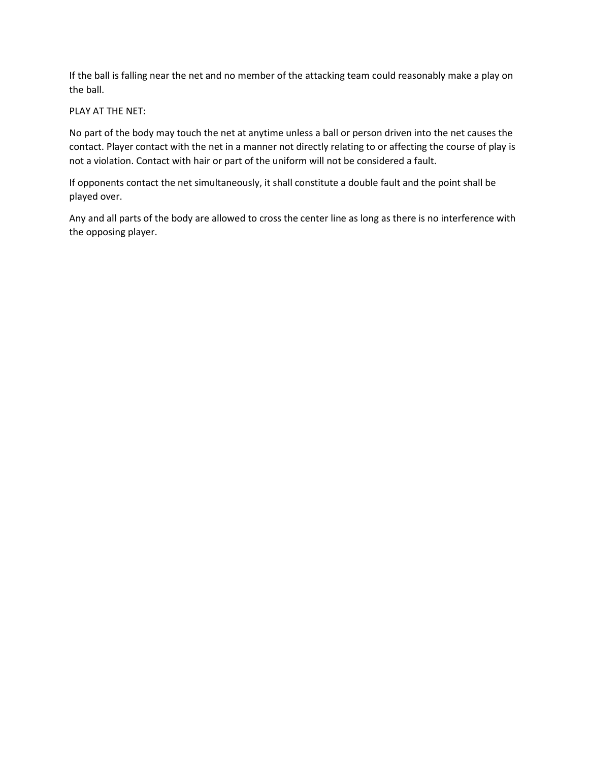If the ball is falling near the net and no member of the attacking team could reasonably make a play on the ball.

PLAY AT THE NET:

No part of the body may touch the net at anytime unless a ball or person driven into the net causes the contact. Player contact with the net in a manner not directly relating to or affecting the course of play is not a violation. Contact with hair or part of the uniform will not be considered a fault.

If opponents contact the net simultaneously, it shall constitute a double fault and the point shall be played over.

Any and all parts of the body are allowed to cross the center line as long as there is no interference with the opposing player.